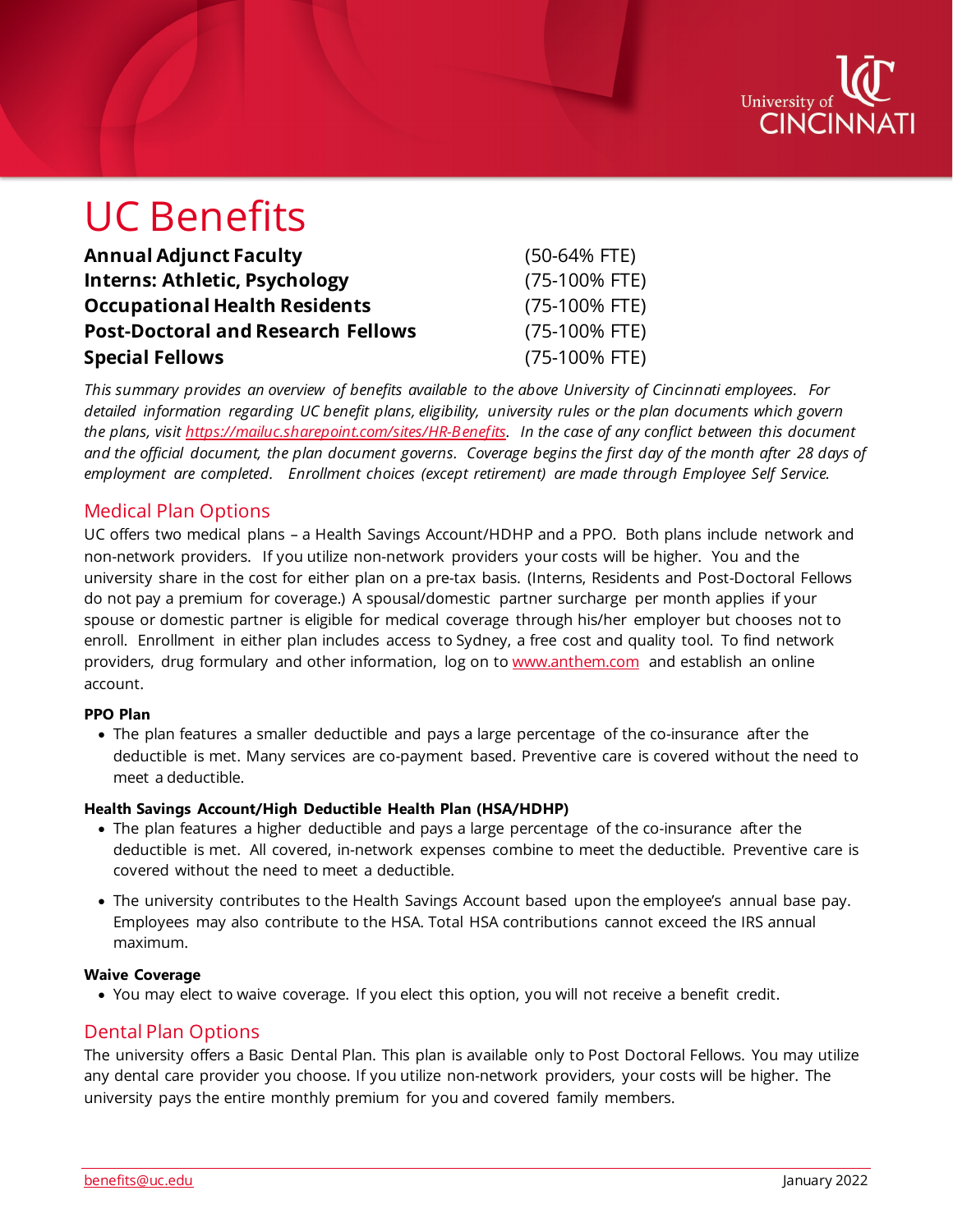# UC Benefits

| | |
|---|---|
| **Annual Adjunct Faculty** | (50-64% FTE) |
| **Interns: Athletic, Psychology** | (75-100% FTE) |
| **Occupational Health Residents** | (75-100% FTE) |
| **Post-Doctoral and Research Fellows** | (75-100% FTE) |
| **Special Fellows** | (75-100% FTE) |

*This summary provides an overview of benefits available to the above University of Cincinnati employees. For detailed information regarding UC benefit plans, eligibility, university rules or the plan documents which govern the plans, visit [https://mailuc.sharepoint.com/sites/HR-Benefits](https://mailuc.sharepoint.com/sites/HR-Benefits). In the case of any conflict between this document and the official document, the plan document governs. Coverage begins the first day of the month after 28 days of employment are completed. Enrollment choices (except retirement) are made through Employee Self Service.*

## Medical Plan Options

UC offers two medical plans – a Health Savings Account/HDHP and a PPO. Both plans include network and non-network providers. If you utilize non-network providers your costs will be higher. You and the university share in the cost for either plan on a pre-tax basis. (Interns, Residents and Post-Doctoral Fellows do not pay a premium for coverage.) A spousal/domestic partner surcharge per month applies if your spouse or domestic partner is eligible for medical coverage through his/her employer but chooses not to enroll. Enrollment in either plan includes access to Sydney, a free cost and quality tool. To find network providers, drug formulary and other information, log on to [www.anthem.com](www.anthem.com) and establish an online account.

### PPO Plan

- The plan features a smaller deductible and pays a large percentage of the co-insurance after the deductible is met. Many services are co-payment based. Preventive care is covered without the need to meet a deductible.

### Health Savings Account/High Deductible Health Plan (HSA/HDHP)

- The plan features a higher deductible and pays a large percentage of the co-insurance after the deductible is met. All covered, in-network expenses combine to meet the deductible. Preventive care is covered without the need to meet a deductible.
- The university contributes to the Health Savings Account based upon the employee's annual base pay. Employees may also contribute to the HSA. Total HSA contributions cannot exceed the IRS annual maximum.

### Waive Coverage

- You may elect to waive coverage. If you elect this option, you will not receive a benefit credit.

## Dental Plan Options

The university offers a Basic Dental Plan. This plan is available only to Post Doctoral Fellows. You may utilize any dental care provider you choose. If you utilize non-network providers, your costs will be higher. The university pays the entire monthly premium for you and covered family members.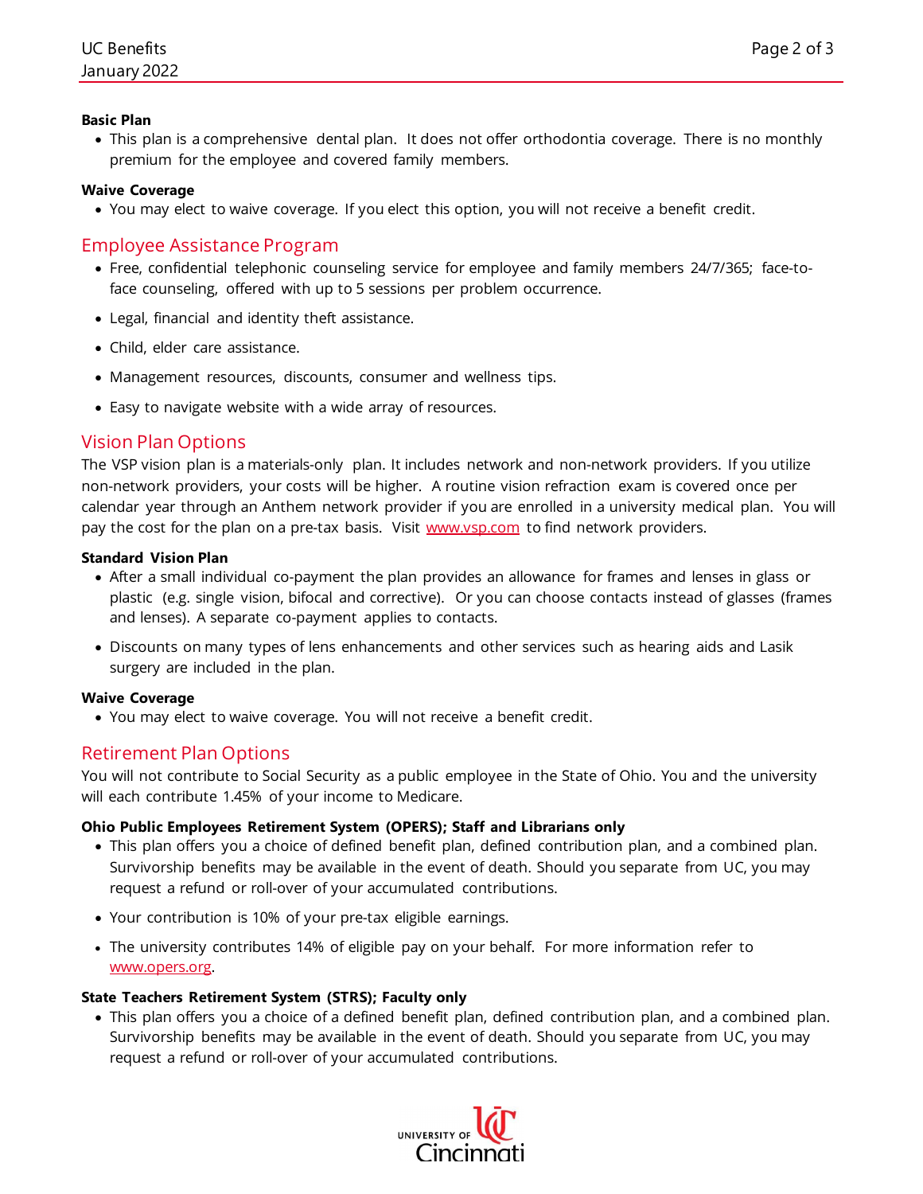**Basic Plan**

- This plan is a comprehensive dental plan. It does not offer orthodontia coverage. There is no monthly premium for the employee and covered family members.

**Waive Coverage**

- You may elect to waive coverage. If you elect this option, you will not receive a benefit credit.

## Employee Assistance Program

- Free, confidential telephonic counseling service for employee and family members 24/7/365; face-to-face counseling, offered with up to 5 sessions per problem occurrence.
- Legal, financial and identity theft assistance.
- Child, elder care assistance.
- Management resources, discounts, consumer and wellness tips.
- Easy to navigate website with a wide array of resources.

## Vision Plan Options

The VSP vision plan is a materials-only plan. It includes network and non-network providers. If you utilize non-network providers, your costs will be higher. A routine vision refraction exam is covered once per calendar year through an Anthem network provider if you are enrolled in a university medical plan. You will pay the cost for the plan on a pre-tax basis. Visit www.vsp.com to find network providers.

**Standard Vision Plan**

- After a small individual co-payment the plan provides an allowance for frames and lenses in glass or plastic (e.g. single vision, bifocal and corrective). Or you can choose contacts instead of glasses (frames and lenses). A separate co-payment applies to contacts.
- Discounts on many types of lens enhancements and other services such as hearing aids and Lasik surgery are included in the plan.

**Waive Coverage**

- You may elect to waive coverage. You will not receive a benefit credit.

## Retirement Plan Options

You will not contribute to Social Security as a public employee in the State of Ohio. You and the university will each contribute 1.45% of your income to Medicare.

**Ohio Public Employees Retirement System (OPERS); Staff and Librarians only**

- This plan offers you a choice of defined benefit plan, defined contribution plan, and a combined plan. Survivorship benefits may be available in the event of death. Should you separate from UC, you may request a refund or roll-over of your accumulated contributions.
- Your contribution is 10% of your pre-tax eligible earnings.
- The university contributes 14% of eligible pay on your behalf. For more information refer to www.opers.org.

**State Teachers Retirement System (STRS); Faculty only**

- This plan offers you a choice of a defined benefit plan, defined contribution plan, and a combined plan. Survivorship benefits may be available in the event of death. Should you separate from UC, you may request a refund or roll-over of your accumulated contributions.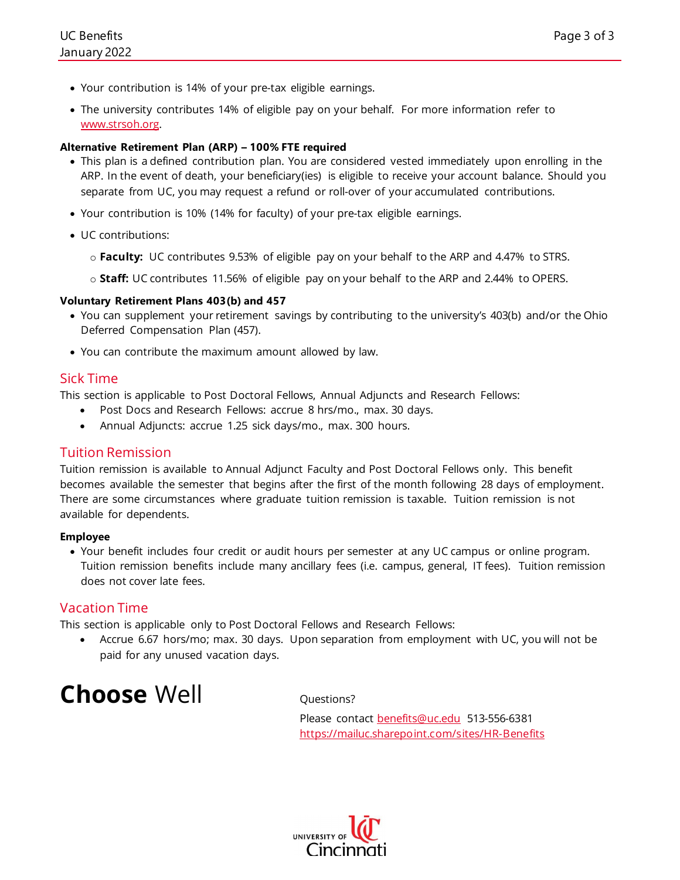- Your contribution is 14% of your pre-tax eligible earnings.
- The university contributes 14% of eligible pay on your behalf. For more information refer to www.strsoh.org.

**Alternative Retirement Plan (ARP) – 100% FTE required**

- This plan is a defined contribution plan. You are considered vested immediately upon enrolling in the ARP. In the event of death, your beneficiary(ies) is eligible to receive your account balance. Should you separate from UC, you may request a refund or roll-over of your accumulated contributions.
- Your contribution is 10% (14% for faculty) of your pre-tax eligible earnings.
- UC contributions:
  - **Faculty:** UC contributes 9.53% of eligible pay on your behalf to the ARP and 4.47% to STRS.
  - **Staff:** UC contributes 11.56% of eligible pay on your behalf to the ARP and 2.44% to OPERS.

**Voluntary Retirement Plans 403(b) and 457**

- You can supplement your retirement savings by contributing to the university's 403(b) and/or the Ohio Deferred Compensation Plan (457).
- You can contribute the maximum amount allowed by law.

## Sick Time

This section is applicable to Post Doctoral Fellows, Annual Adjuncts and Research Fellows:

- Post Docs and Research Fellows: accrue 8 hrs/mo., max. 30 days.
- Annual Adjuncts: accrue 1.25 sick days/mo., max. 300 hours.

## Tuition Remission

Tuition remission is available to Annual Adjunct Faculty and Post Doctoral Fellows only. This benefit becomes available the semester that begins after the first of the month following 28 days of employment. There are some circumstances where graduate tuition remission is taxable. Tuition remission is not available for dependents.

**Employee**

- Your benefit includes four credit or audit hours per semester at any UC campus or online program. Tuition remission benefits include many ancillary fees (i.e. campus, general, IT fees). Tuition remission does not cover late fees.

## Vacation Time

This section is applicable only to Post Doctoral Fellows and Research Fellows:

- Accrue 6.67 hors/mo; max. 30 days. Upon separation from employment with UC, you will not be paid for any unused vacation days.

# **Choose** Well

Questions?

Please contact benefits@uc.edu 513-556-6381
https://mailuc.sharepoint.com/sites/HR-Benefits

UNIVERSITY OF Cincinnati